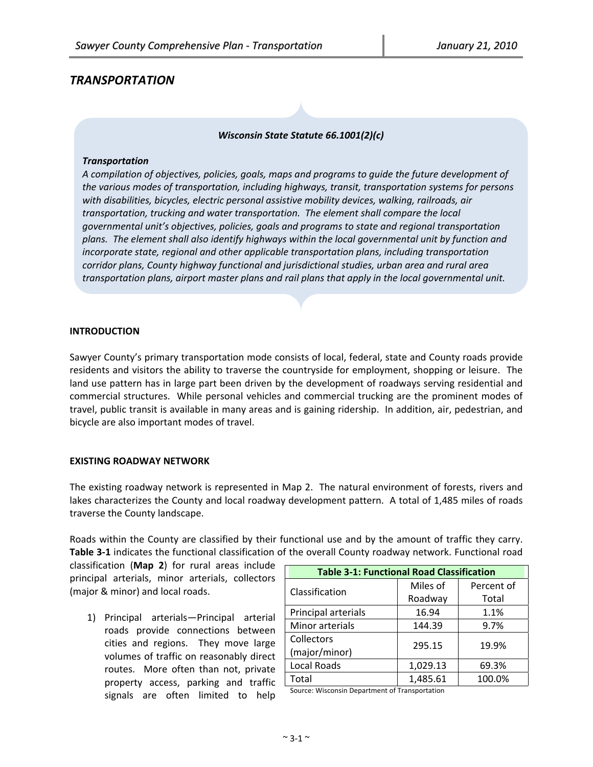# TRANSPORTATION

***Wisconsin State Statute 66.1001(2)(c)***

***Transportation***
*A compilation of objectives, policies, goals, maps and programs to guide the future development of the various modes of transportation, including highways, transit, transportation systems for persons with disabilities, bicycles, electric personal assistive mobility devices, walking, railroads, air transportation, trucking and water transportation. The element shall compare the local governmental unit's objectives, policies, goals and programs to state and regional transportation plans. The element shall also identify highways within the local governmental unit by function and incorporate state, regional and other applicable transportation plans, including transportation corridor plans, County highway functional and jurisdictional studies, urban area and rural area transportation plans, airport master plans and rail plans that apply in the local governmental unit.*

## INTRODUCTION

Sawyer County's primary transportation mode consists of local, federal, state and County roads provide residents and visitors the ability to traverse the countryside for employment, shopping or leisure. The land use pattern has in large part been driven by the development of roadways serving residential and commercial structures. While personal vehicles and commercial trucking are the prominent modes of travel, public transit is available in many areas and is gaining ridership. In addition, air, pedestrian, and bicycle are also important modes of travel.

## EXISTING ROADWAY NETWORK

The existing roadway network is represented in Map 2. The natural environment of forests, rivers and lakes characterizes the County and local roadway development pattern. A total of 1,485 miles of roads traverse the County landscape.

Roads within the County are classified by their functional use and by the amount of traffic they carry. **Table 3-1** indicates the functional classification of the overall County roadway network. Functional road classification (**Map 2**) for rural areas include principal arterials, minor arterials, collectors (major & minor) and local roads.

**Table 3-1: Functional Road Classification**

| Classification | Miles of Roadway | Percent of Total |
|---|---|---|
| Principal arterials | 16.94 | 1.1% |
| Minor arterials | 144.39 | 9.7% |
| Collectors (major/minor) | 295.15 | 19.9% |
| Local Roads | 1,029.13 | 69.3% |
| Total | 1,485.61 | 100.0% |

Source: Wisconsin Department of Transportation

1) Principal arterials—Principal arterial roads provide connections between cities and regions. They move large volumes of traffic on reasonably direct routes. More often than not, private property access, parking and traffic signals are often limited to help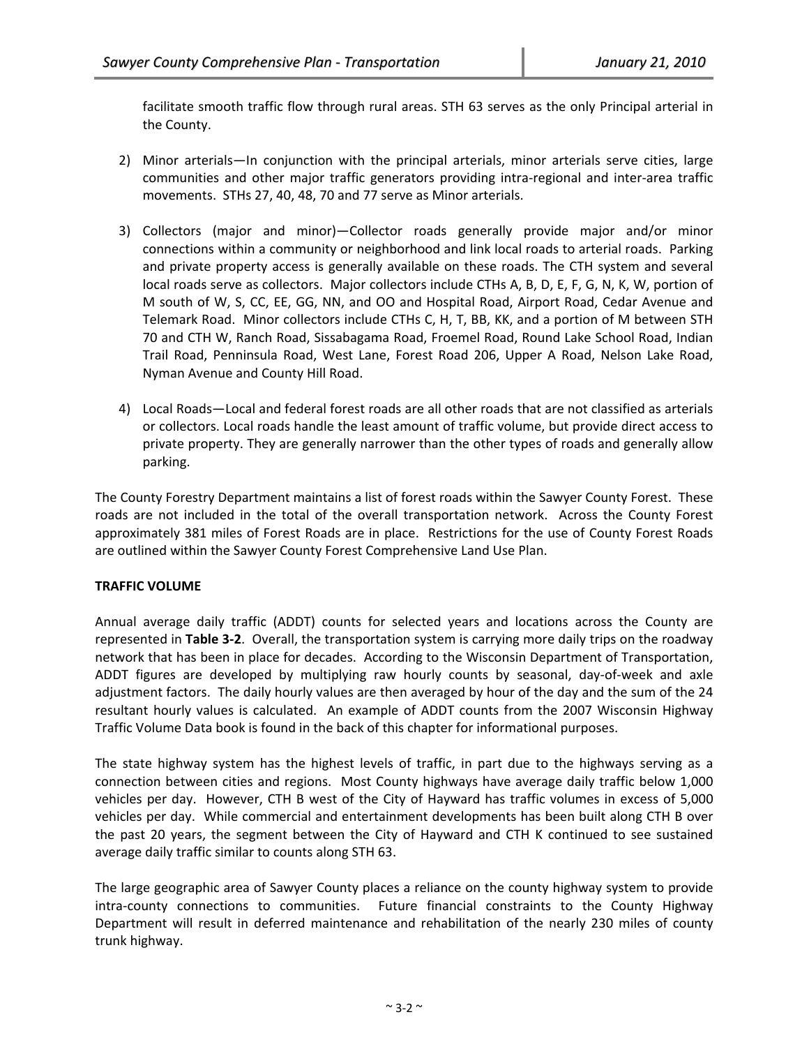facilitate smooth traffic flow through rural areas. STH 63 serves as the only Principal arterial in the County.

2) Minor arterials—In conjunction with the principal arterials, minor arterials serve cities, large communities and other major traffic generators providing intra-regional and inter-area traffic movements. STHs 27, 40, 48, 70 and 77 serve as Minor arterials.

3) Collectors (major and minor)—Collector roads generally provide major and/or minor connections within a community or neighborhood and link local roads to arterial roads. Parking and private property access is generally available on these roads. The CTH system and several local roads serve as collectors. Major collectors include CTHs A, B, D, E, F, G, N, K, W, portion of M south of W, S, CC, EE, GG, NN, and OO and Hospital Road, Airport Road, Cedar Avenue and Telemark Road. Minor collectors include CTHs C, H, T, BB, KK, and a portion of M between STH 70 and CTH W, Ranch Road, Sissabagama Road, Froemel Road, Round Lake School Road, Indian Trail Road, Penninsula Road, West Lane, Forest Road 206, Upper A Road, Nelson Lake Road, Nyman Avenue and County Hill Road.

4) Local Roads—Local and federal forest roads are all other roads that are not classified as arterials or collectors. Local roads handle the least amount of traffic volume, but provide direct access to private property. They are generally narrower than the other types of roads and generally allow parking.

The County Forestry Department maintains a list of forest roads within the Sawyer County Forest. These roads are not included in the total of the overall transportation network. Across the County Forest approximately 381 miles of Forest Roads are in place. Restrictions for the use of County Forest Roads are outlined within the Sawyer County Forest Comprehensive Land Use Plan.

**TRAFFIC VOLUME**

Annual average daily traffic (ADDT) counts for selected years and locations across the County are represented in **Table 3-2**. Overall, the transportation system is carrying more daily trips on the roadway network that has been in place for decades. According to the Wisconsin Department of Transportation, ADDT figures are developed by multiplying raw hourly counts by seasonal, day-of-week and axle adjustment factors. The daily hourly values are then averaged by hour of the day and the sum of the 24 resultant hourly values is calculated. An example of ADDT counts from the 2007 Wisconsin Highway Traffic Volume Data book is found in the back of this chapter for informational purposes.

The state highway system has the highest levels of traffic, in part due to the highways serving as a connection between cities and regions. Most County highways have average daily traffic below 1,000 vehicles per day. However, CTH B west of the City of Hayward has traffic volumes in excess of 5,000 vehicles per day. While commercial and entertainment developments has been built along CTH B over the past 20 years, the segment between the City of Hayward and CTH K continued to see sustained average daily traffic similar to counts along STH 63.

The large geographic area of Sawyer County places a reliance on the county highway system to provide intra-county connections to communities. Future financial constraints to the County Highway Department will result in deferred maintenance and rehabilitation of the nearly 230 miles of county trunk highway.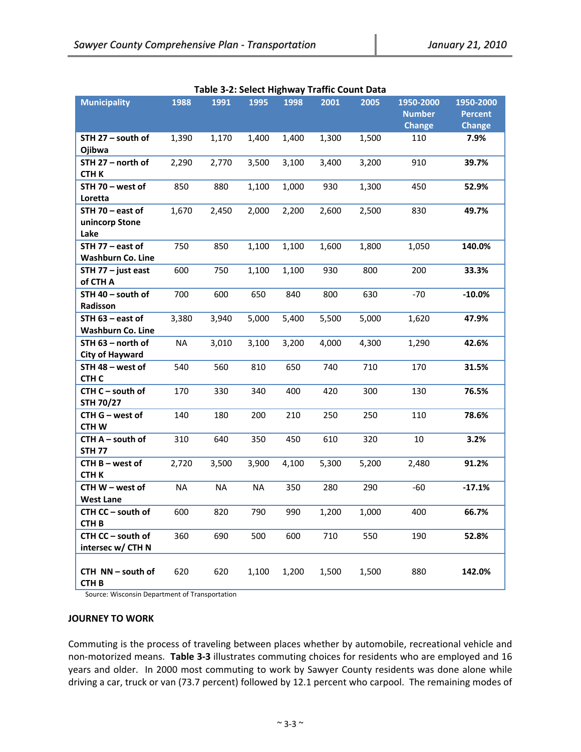**Table 3-2: Select Highway Traffic Count Data**

| Municipality | 1988 | 1991 | 1995 | 1998 | 2001 | 2005 | 1950-2000 Number Change | 1950-2000 Percent Change |
|---|---|---|---|---|---|---|---|---|
| **STH 27 – south of Ojibwa** | 1,390 | 1,170 | 1,400 | 1,400 | 1,300 | 1,500 | 110 | **7.9%** |
| **STH 27 – north of CTH K** | 2,290 | 2,770 | 3,500 | 3,100 | 3,400 | 3,200 | 910 | **39.7%** |
| **STH 70 – west of Loretta** | 850 | 880 | 1,100 | 1,000 | 930 | 1,300 | 450 | **52.9%** |
| **STH 70 – east of unincorp Stone Lake** | 1,670 | 2,450 | 2,000 | 2,200 | 2,600 | 2,500 | 830 | **49.7%** |
| **STH 77 – east of Washburn Co. Line** | 750 | 850 | 1,100 | 1,100 | 1,600 | 1,800 | 1,050 | **140.0%** |
| **STH 77 – just east of CTH A** | 600 | 750 | 1,100 | 1,100 | 930 | 800 | 200 | **33.3%** |
| **STH 40 – south of Radisson** | 700 | 600 | 650 | 840 | 800 | 630 | -70 | **-10.0%** |
| **STH 63 – east of Washburn Co. Line** | 3,380 | 3,940 | 5,000 | 5,400 | 5,500 | 5,000 | 1,620 | **47.9%** |
| **STH 63 – north of City of Hayward** | NA | 3,010 | 3,100 | 3,200 | 4,000 | 4,300 | 1,290 | **42.6%** |
| **STH 48 – west of CTH C** | 540 | 560 | 810 | 650 | 740 | 710 | 170 | **31.5%** |
| **CTH C – south of STH 70/27** | 170 | 330 | 340 | 400 | 420 | 300 | 130 | **76.5%** |
| **CTH G – west of CTH W** | 140 | 180 | 200 | 210 | 250 | 250 | 110 | **78.6%** |
| **CTH A – south of STH 77** | 310 | 640 | 350 | 450 | 610 | 320 | 10 | **3.2%** |
| **CTH B – west of CTH K** | 2,720 | 3,500 | 3,900 | 4,100 | 5,300 | 5,200 | 2,480 | **91.2%** |
| **CTH W – west of West Lane** | NA | NA | NA | 350 | 280 | 290 | -60 | **-17.1%** |
| **CTH CC – south of CTH B** | 600 | 820 | 790 | 990 | 1,200 | 1,000 | 400 | **66.7%** |
| **CTH CC – south of intersec w/ CTH N** | 360 | 690 | 500 | 600 | 710 | 550 | 190 | **52.8%** |
| **CTH NN – south of CTH B** | 620 | 620 | 1,100 | 1,200 | 1,500 | 1,500 | 880 | **142.0%** |

Source: Wisconsin Department of Transportation

**JOURNEY TO WORK**

Commuting is the process of traveling between places whether by automobile, recreational vehicle and non-motorized means. **Table 3-3** illustrates commuting choices for residents who are employed and 16 years and older. In 2000 most commuting to work by Sawyer County residents was done alone while driving a car, truck or van (73.7 percent) followed by 12.1 percent who carpool. The remaining modes of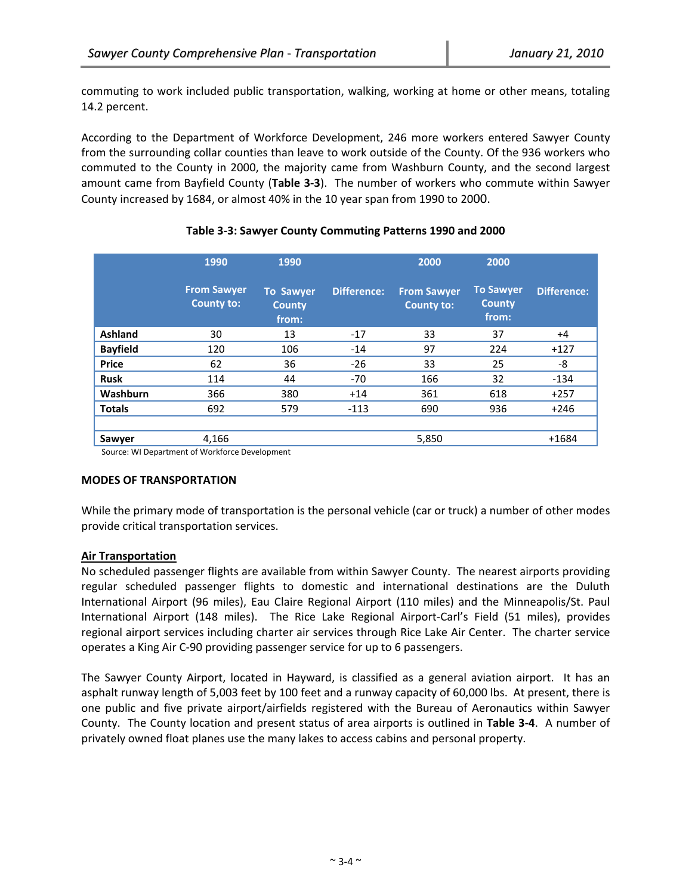commuting to work included public transportation, walking, working at home or other means, totaling 14.2 percent.

According to the Department of Workforce Development, 246 more workers entered Sawyer County from the surrounding collar counties than leave to work outside of the County. Of the 936 workers who commuted to the County in 2000, the majority came from Washburn County, and the second largest amount came from Bayfield County (**Table 3-3**). The number of workers who commute within Sawyer County increased by 1684, or almost 40% in the 10 year span from 1990 to 2000.

**Table 3-3: Sawyer County Commuting Patterns 1990 and 2000**

| | 1990 | 1990 | | 2000 | 2000 | |
|---|---|---|---|---|---|---|
| | From Sawyer County to: | To Sawyer County from: | Difference: | From Sawyer County to: | To Sawyer County from: | Difference: |
| **Ashland** | 30 | 13 | -17 | 33 | 37 | +4 |
| **Bayfield** | 120 | 106 | -14 | 97 | 224 | +127 |
| **Price** | 62 | 36 | -26 | 33 | 25 | -8 |
| **Rusk** | 114 | 44 | -70 | 166 | 32 | -134 |
| **Washburn** | 366 | 380 | +14 | 361 | 618 | +257 |
| **Totals** | 692 | 579 | -113 | 690 | 936 | +246 |
| | | | | | | |
| **Sawyer** | 4,166 | | | 5,850 | | +1684 |

Source: WI Department of Workforce Development

**MODES OF TRANSPORTATION**

While the primary mode of transportation is the personal vehicle (car or truck) a number of other modes provide critical transportation services.

**Air Transportation**

No scheduled passenger flights are available from within Sawyer County. The nearest airports providing regular scheduled passenger flights to domestic and international destinations are the Duluth International Airport (96 miles), Eau Claire Regional Airport (110 miles) and the Minneapolis/St. Paul International Airport (148 miles). The Rice Lake Regional Airport-Carl's Field (51 miles), provides regional airport services including charter air services through Rice Lake Air Center. The charter service operates a King Air C-90 providing passenger service for up to 6 passengers.

The Sawyer County Airport, located in Hayward, is classified as a general aviation airport. It has an asphalt runway length of 5,003 feet by 100 feet and a runway capacity of 60,000 lbs. At present, there is one public and five private airport/airfields registered with the Bureau of Aeronautics within Sawyer County. The County location and present status of area airports is outlined in **Table 3-4**. A number of privately owned float planes use the many lakes to access cabins and personal property.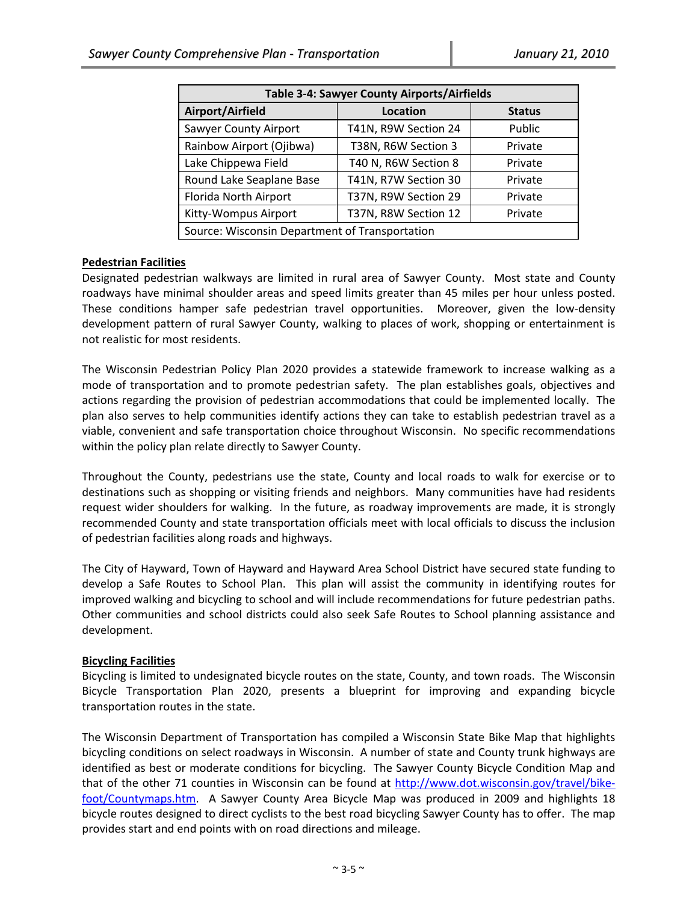| Table 3-4: Sawyer County Airports/Airfields | | |
|---|---|---|
| **Airport/Airfield** | **Location** | **Status** |
| Sawyer County Airport | T41N, R9W Section 24 | Public |
| Rainbow Airport (Ojibwa) | T38N, R6W Section 3 | Private |
| Lake Chippewa Field | T40 N, R6W Section 8 | Private |
| Round Lake Seaplane Base | T41N, R7W Section 30 | Private |
| Florida North Airport | T37N, R9W Section 29 | Private |
| Kitty-Wompus Airport | T37N, R8W Section 12 | Private |
| Source: Wisconsin Department of Transportation | | |

**Pedestrian Facilities**

Designated pedestrian walkways are limited in rural area of Sawyer County. Most state and County roadways have minimal shoulder areas and speed limits greater than 45 miles per hour unless posted. These conditions hamper safe pedestrian travel opportunities. Moreover, given the low-density development pattern of rural Sawyer County, walking to places of work, shopping or entertainment is not realistic for most residents.

The Wisconsin Pedestrian Policy Plan 2020 provides a statewide framework to increase walking as a mode of transportation and to promote pedestrian safety. The plan establishes goals, objectives and actions regarding the provision of pedestrian accommodations that could be implemented locally. The plan also serves to help communities identify actions they can take to establish pedestrian travel as a viable, convenient and safe transportation choice throughout Wisconsin. No specific recommendations within the policy plan relate directly to Sawyer County.

Throughout the County, pedestrians use the state, County and local roads to walk for exercise or to destinations such as shopping or visiting friends and neighbors. Many communities have had residents request wider shoulders for walking. In the future, as roadway improvements are made, it is strongly recommended County and state transportation officials meet with local officials to discuss the inclusion of pedestrian facilities along roads and highways.

The City of Hayward, Town of Hayward and Hayward Area School District have secured state funding to develop a Safe Routes to School Plan. This plan will assist the community in identifying routes for improved walking and bicycling to school and will include recommendations for future pedestrian paths. Other communities and school districts could also seek Safe Routes to School planning assistance and development.

**Bicycling Facilities**

Bicycling is limited to undesignated bicycle routes on the state, County, and town roads. The Wisconsin Bicycle Transportation Plan 2020, presents a blueprint for improving and expanding bicycle transportation routes in the state.

The Wisconsin Department of Transportation has compiled a Wisconsin State Bike Map that highlights bicycling conditions on select roadways in Wisconsin. A number of state and County trunk highways are identified as best or moderate conditions for bicycling. The Sawyer County Bicycle Condition Map and that of the other 71 counties in Wisconsin can be found at [http://www.dot.wisconsin.gov/travel/bike-foot/Countymaps.htm](http://www.dot.wisconsin.gov/travel/bike-foot/Countymaps.htm). A Sawyer County Area Bicycle Map was produced in 2009 and highlights 18 bicycle routes designed to direct cyclists to the best road bicycling Sawyer County has to offer. The map provides start and end points with on road directions and mileage.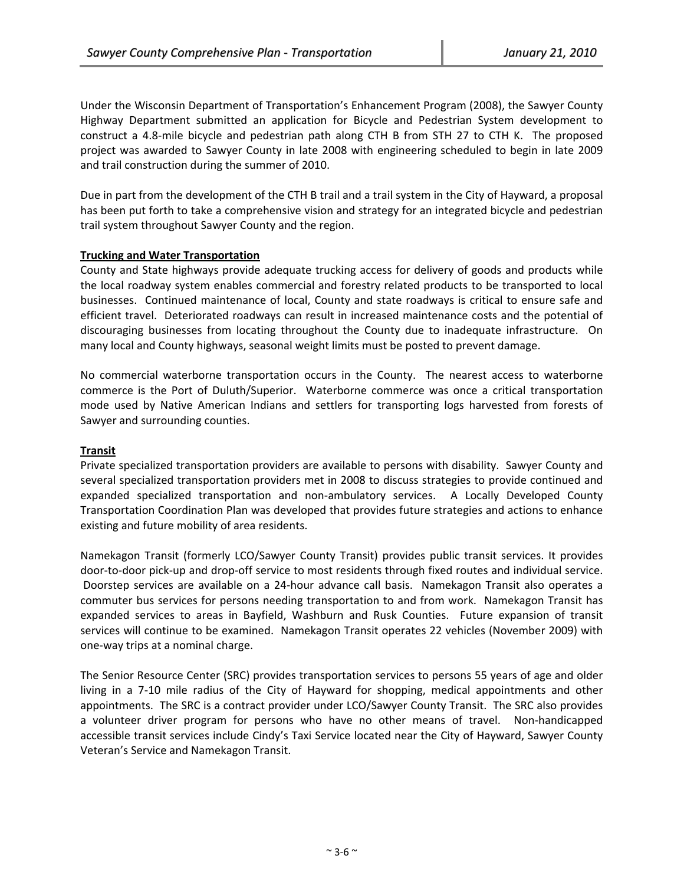Under the Wisconsin Department of Transportation's Enhancement Program (2008), the Sawyer County Highway Department submitted an application for Bicycle and Pedestrian System development to construct a 4.8-mile bicycle and pedestrian path along CTH B from STH 27 to CTH K. The proposed project was awarded to Sawyer County in late 2008 with engineering scheduled to begin in late 2009 and trail construction during the summer of 2010.

Due in part from the development of the CTH B trail and a trail system in the City of Hayward, a proposal has been put forth to take a comprehensive vision and strategy for an integrated bicycle and pedestrian trail system throughout Sawyer County and the region.

**Trucking and Water Transportation**

County and State highways provide adequate trucking access for delivery of goods and products while the local roadway system enables commercial and forestry related products to be transported to local businesses. Continued maintenance of local, County and state roadways is critical to ensure safe and efficient travel. Deteriorated roadways can result in increased maintenance costs and the potential of discouraging businesses from locating throughout the County due to inadequate infrastructure. On many local and County highways, seasonal weight limits must be posted to prevent damage.

No commercial waterborne transportation occurs in the County. The nearest access to waterborne commerce is the Port of Duluth/Superior. Waterborne commerce was once a critical transportation mode used by Native American Indians and settlers for transporting logs harvested from forests of Sawyer and surrounding counties.

**Transit**

Private specialized transportation providers are available to persons with disability. Sawyer County and several specialized transportation providers met in 2008 to discuss strategies to provide continued and expanded specialized transportation and non-ambulatory services. A Locally Developed County Transportation Coordination Plan was developed that provides future strategies and actions to enhance existing and future mobility of area residents.

Namekagon Transit (formerly LCO/Sawyer County Transit) provides public transit services. It provides door-to-door pick-up and drop-off service to most residents through fixed routes and individual service. Doorstep services are available on a 24-hour advance call basis. Namekagon Transit also operates a commuter bus services for persons needing transportation to and from work. Namekagon Transit has expanded services to areas in Bayfield, Washburn and Rusk Counties. Future expansion of transit services will continue to be examined. Namekagon Transit operates 22 vehicles (November 2009) with one-way trips at a nominal charge.

The Senior Resource Center (SRC) provides transportation services to persons 55 years of age and older living in a 7-10 mile radius of the City of Hayward for shopping, medical appointments and other appointments. The SRC is a contract provider under LCO/Sawyer County Transit. The SRC also provides a volunteer driver program for persons who have no other means of travel. Non-handicapped accessible transit services include Cindy's Taxi Service located near the City of Hayward, Sawyer County Veteran's Service and Namekagon Transit.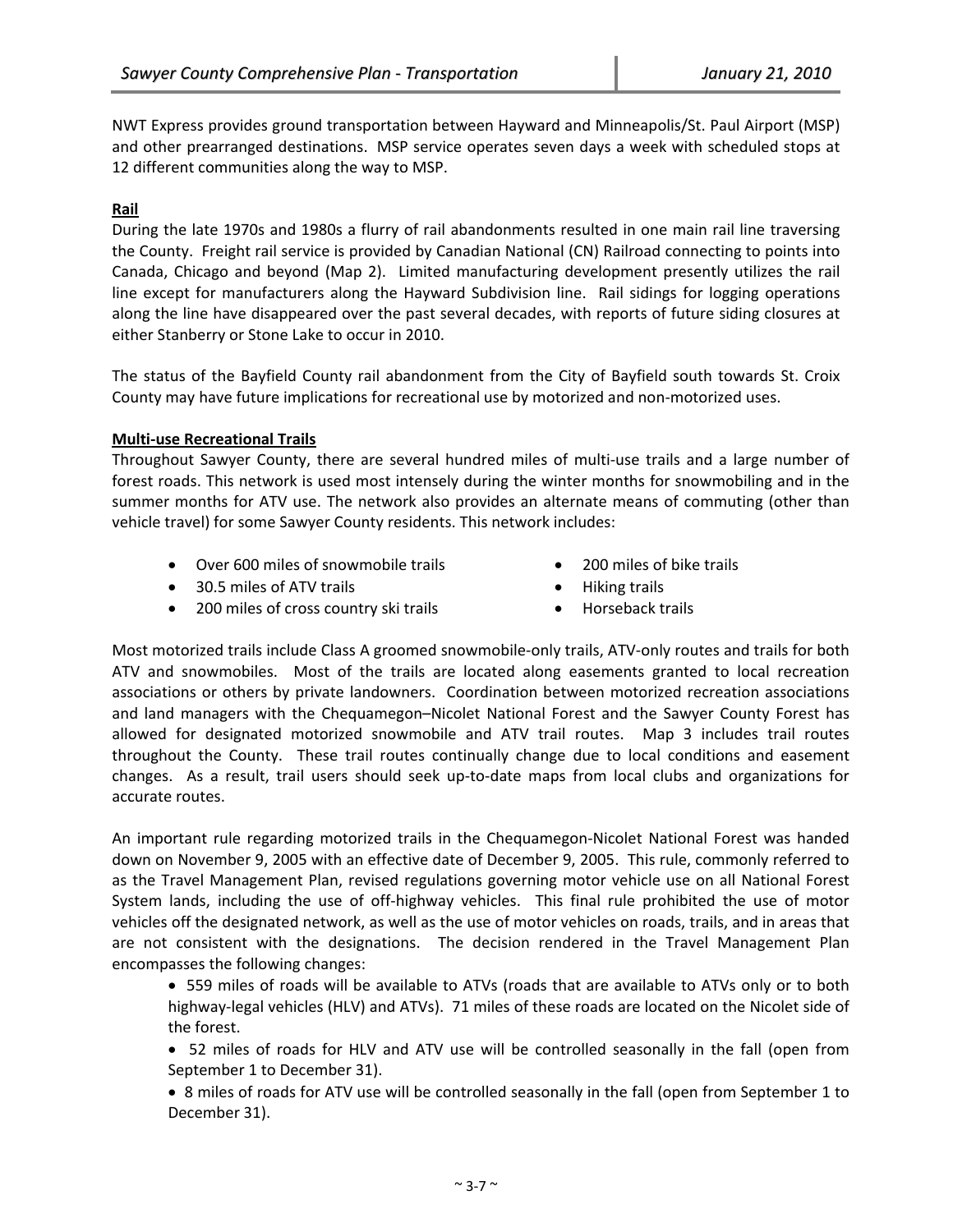NWT Express provides ground transportation between Hayward and Minneapolis/St. Paul Airport (MSP) and other prearranged destinations. MSP service operates seven days a week with scheduled stops at 12 different communities along the way to MSP.

**Rail**

During the late 1970s and 1980s a flurry of rail abandonments resulted in one main rail line traversing the County. Freight rail service is provided by Canadian National (CN) Railroad connecting to points into Canada, Chicago and beyond (Map 2). Limited manufacturing development presently utilizes the rail line except for manufacturers along the Hayward Subdivision line. Rail sidings for logging operations along the line have disappeared over the past several decades, with reports of future siding closures at either Stanberry or Stone Lake to occur in 2010.

The status of the Bayfield County rail abandonment from the City of Bayfield south towards St. Croix County may have future implications for recreational use by motorized and non-motorized uses.

**Multi-use Recreational Trails**

Throughout Sawyer County, there are several hundred miles of multi-use trails and a large number of forest roads. This network is used most intensely during the winter months for snowmobiling and in the summer months for ATV use. The network also provides an alternate means of commuting (other than vehicle travel) for some Sawyer County residents. This network includes:

- Over 600 miles of snowmobile trails
- 30.5 miles of ATV trails
- 200 miles of cross country ski trails
- 200 miles of bike trails
- Hiking trails
- Horseback trails

Most motorized trails include Class A groomed snowmobile-only trails, ATV-only routes and trails for both ATV and snowmobiles. Most of the trails are located along easements granted to local recreation associations or others by private landowners. Coordination between motorized recreation associations and land managers with the Chequamegon–Nicolet National Forest and the Sawyer County Forest has allowed for designated motorized snowmobile and ATV trail routes. Map 3 includes trail routes throughout the County. These trail routes continually change due to local conditions and easement changes. As a result, trail users should seek up-to-date maps from local clubs and organizations for accurate routes.

An important rule regarding motorized trails in the Chequamegon-Nicolet National Forest was handed down on November 9, 2005 with an effective date of December 9, 2005. This rule, commonly referred to as the Travel Management Plan, revised regulations governing motor vehicle use on all National Forest System lands, including the use of off-highway vehicles. This final rule prohibited the use of motor vehicles off the designated network, as well as the use of motor vehicles on roads, trails, and in areas that are not consistent with the designations. The decision rendered in the Travel Management Plan encompasses the following changes:

- 559 miles of roads will be available to ATVs (roads that are available to ATVs only or to both highway-legal vehicles (HLV) and ATVs). 71 miles of these roads are located on the Nicolet side of the forest.
- 52 miles of roads for HLV and ATV use will be controlled seasonally in the fall (open from September 1 to December 31).
- 8 miles of roads for ATV use will be controlled seasonally in the fall (open from September 1 to December 31).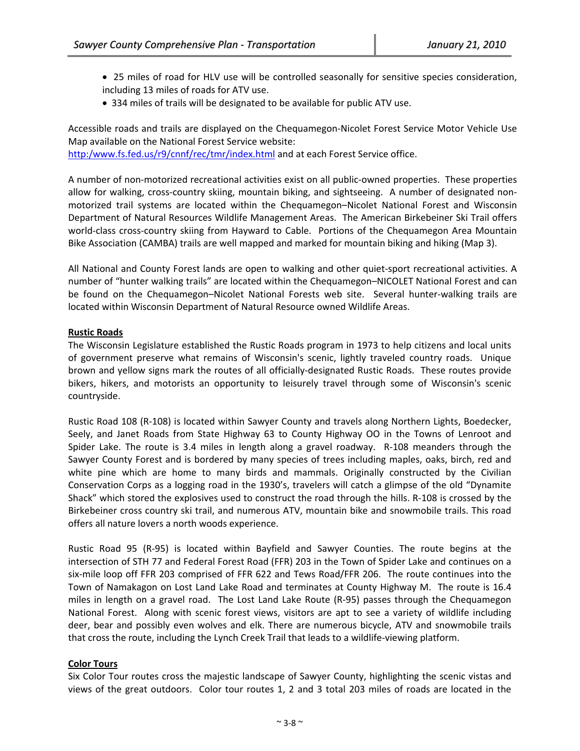- 25 miles of road for HLV use will be controlled seasonally for sensitive species consideration, including 13 miles of roads for ATV use.
- 334 miles of trails will be designated to be available for public ATV use.

Accessible roads and trails are displayed on the Chequamegon-Nicolet Forest Service Motor Vehicle Use Map available on the National Forest Service website: http:/www.fs.fed.us/r9/cnnf/rec/tmr/index.html and at each Forest Service office.

A number of non-motorized recreational activities exist on all public-owned properties. These properties allow for walking, cross-country skiing, mountain biking, and sightseeing. A number of designated non-motorized trail systems are located within the Chequamegon–Nicolet National Forest and Wisconsin Department of Natural Resources Wildlife Management Areas. The American Birkebeiner Ski Trail offers world-class cross-country skiing from Hayward to Cable. Portions of the Chequamegon Area Mountain Bike Association (CAMBA) trails are well mapped and marked for mountain biking and hiking (Map 3).

All National and County Forest lands are open to walking and other quiet-sport recreational activities. A number of "hunter walking trails" are located within the Chequamegon–NICOLET National Forest and can be found on the Chequamegon–Nicolet National Forests web site. Several hunter-walking trails are located within Wisconsin Department of Natural Resource owned Wildlife Areas.

**Rustic Roads**

The Wisconsin Legislature established the Rustic Roads program in 1973 to help citizens and local units of government preserve what remains of Wisconsin's scenic, lightly traveled country roads. Unique brown and yellow signs mark the routes of all officially-designated Rustic Roads. These routes provide bikers, hikers, and motorists an opportunity to leisurely travel through some of Wisconsin's scenic countryside.

Rustic Road 108 (R-108) is located within Sawyer County and travels along Northern Lights, Boedecker, Seely, and Janet Roads from State Highway 63 to County Highway OO in the Towns of Lenroot and Spider Lake. The route is 3.4 miles in length along a gravel roadway. R-108 meanders through the Sawyer County Forest and is bordered by many species of trees including maples, oaks, birch, red and white pine which are home to many birds and mammals. Originally constructed by the Civilian Conservation Corps as a logging road in the 1930's, travelers will catch a glimpse of the old "Dynamite Shack" which stored the explosives used to construct the road through the hills. R-108 is crossed by the Birkebeiner cross country ski trail, and numerous ATV, mountain bike and snowmobile trails. This road offers all nature lovers a north woods experience.

Rustic Road 95 (R-95) is located within Bayfield and Sawyer Counties. The route begins at the intersection of STH 77 and Federal Forest Road (FFR) 203 in the Town of Spider Lake and continues on a six-mile loop off FFR 203 comprised of FFR 622 and Tews Road/FFR 206. The route continues into the Town of Namakagon on Lost Land Lake Road and terminates at County Highway M. The route is 16.4 miles in length on a gravel road. The Lost Land Lake Route (R-95) passes through the Chequamegon National Forest. Along with scenic forest views, visitors are apt to see a variety of wildlife including deer, bear and possibly even wolves and elk. There are numerous bicycle, ATV and snowmobile trails that cross the route, including the Lynch Creek Trail that leads to a wildlife-viewing platform.

**Color Tours**

Six Color Tour routes cross the majestic landscape of Sawyer County, highlighting the scenic vistas and views of the great outdoors. Color tour routes 1, 2 and 3 total 203 miles of roads are located in the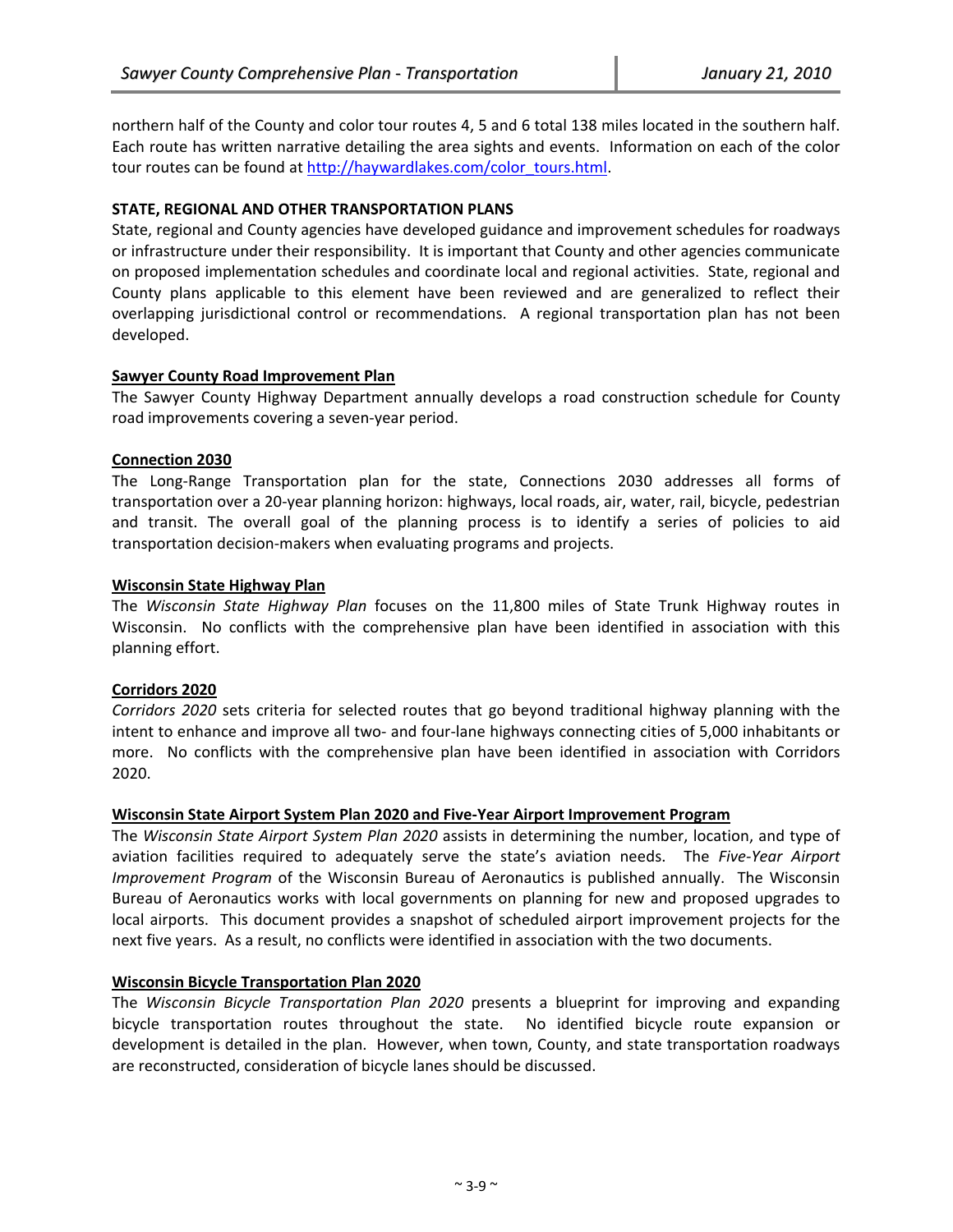northern half of the County and color tour routes 4, 5 and 6 total 138 miles located in the southern half. Each route has written narrative detailing the area sights and events. Information on each of the color tour routes can be found at http://haywardlakes.com/color_tours.html.

## STATE, REGIONAL AND OTHER TRANSPORTATION PLANS

State, regional and County agencies have developed guidance and improvement schedules for roadways or infrastructure under their responsibility. It is important that County and other agencies communicate on proposed implementation schedules and coordinate local and regional activities. State, regional and County plans applicable to this element have been reviewed and are generalized to reflect their overlapping jurisdictional control or recommendations. A regional transportation plan has not been developed.

### Sawyer County Road Improvement Plan

The Sawyer County Highway Department annually develops a road construction schedule for County road improvements covering a seven-year period.

### Connection 2030

The Long-Range Transportation plan for the state, Connections 2030 addresses all forms of transportation over a 20-year planning horizon: highways, local roads, air, water, rail, bicycle, pedestrian and transit. The overall goal of the planning process is to identify a series of policies to aid transportation decision-makers when evaluating programs and projects.

### Wisconsin State Highway Plan

The *Wisconsin State Highway Plan* focuses on the 11,800 miles of State Trunk Highway routes in Wisconsin. No conflicts with the comprehensive plan have been identified in association with this planning effort.

### Corridors 2020

*Corridors 2020* sets criteria for selected routes that go beyond traditional highway planning with the intent to enhance and improve all two- and four-lane highways connecting cities of 5,000 inhabitants or more. No conflicts with the comprehensive plan have been identified in association with Corridors 2020.

### Wisconsin State Airport System Plan 2020 and Five-Year Airport Improvement Program

The *Wisconsin State Airport System Plan 2020* assists in determining the number, location, and type of aviation facilities required to adequately serve the state's aviation needs. The *Five-Year Airport Improvement Program* of the Wisconsin Bureau of Aeronautics is published annually. The Wisconsin Bureau of Aeronautics works with local governments on planning for new and proposed upgrades to local airports. This document provides a snapshot of scheduled airport improvement projects for the next five years. As a result, no conflicts were identified in association with the two documents.

### Wisconsin Bicycle Transportation Plan 2020

The *Wisconsin Bicycle Transportation Plan 2020* presents a blueprint for improving and expanding bicycle transportation routes throughout the state. No identified bicycle route expansion or development is detailed in the plan. However, when town, County, and state transportation roadways are reconstructed, consideration of bicycle lanes should be discussed.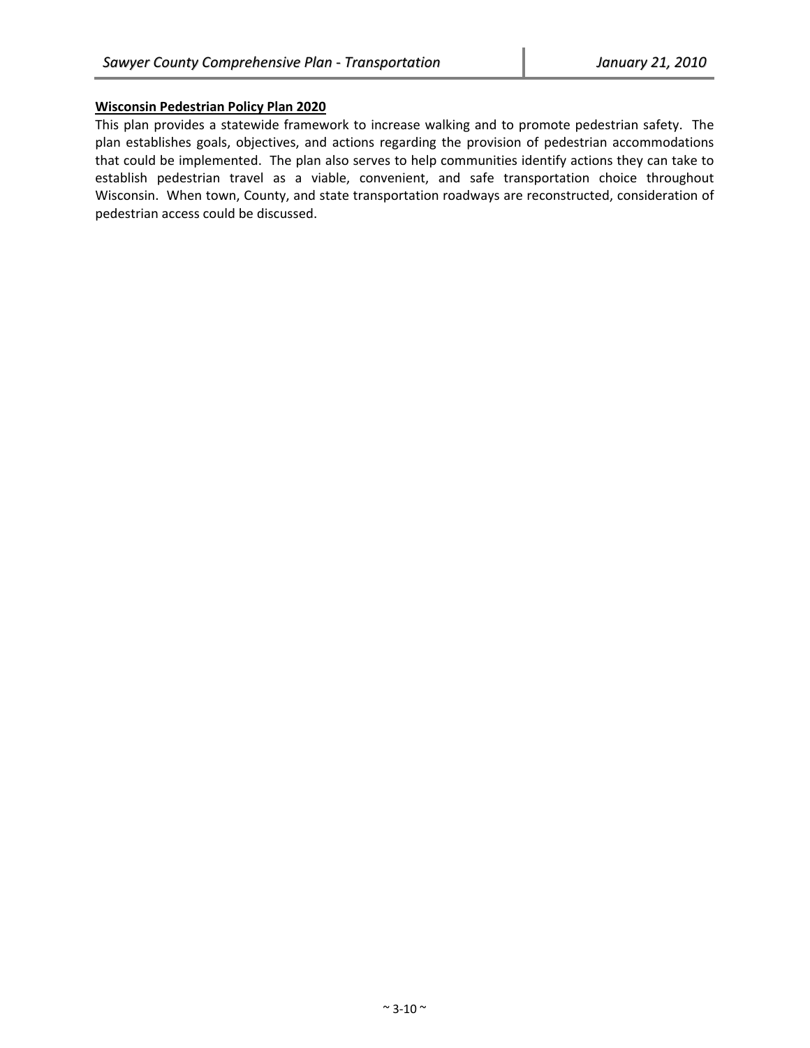**Wisconsin Pedestrian Policy Plan 2020**

This plan provides a statewide framework to increase walking and to promote pedestrian safety. The plan establishes goals, objectives, and actions regarding the provision of pedestrian accommodations that could be implemented. The plan also serves to help communities identify actions they can take to establish pedestrian travel as a viable, convenient, and safe transportation choice throughout Wisconsin. When town, County, and state transportation roadways are reconstructed, consideration of pedestrian access could be discussed.